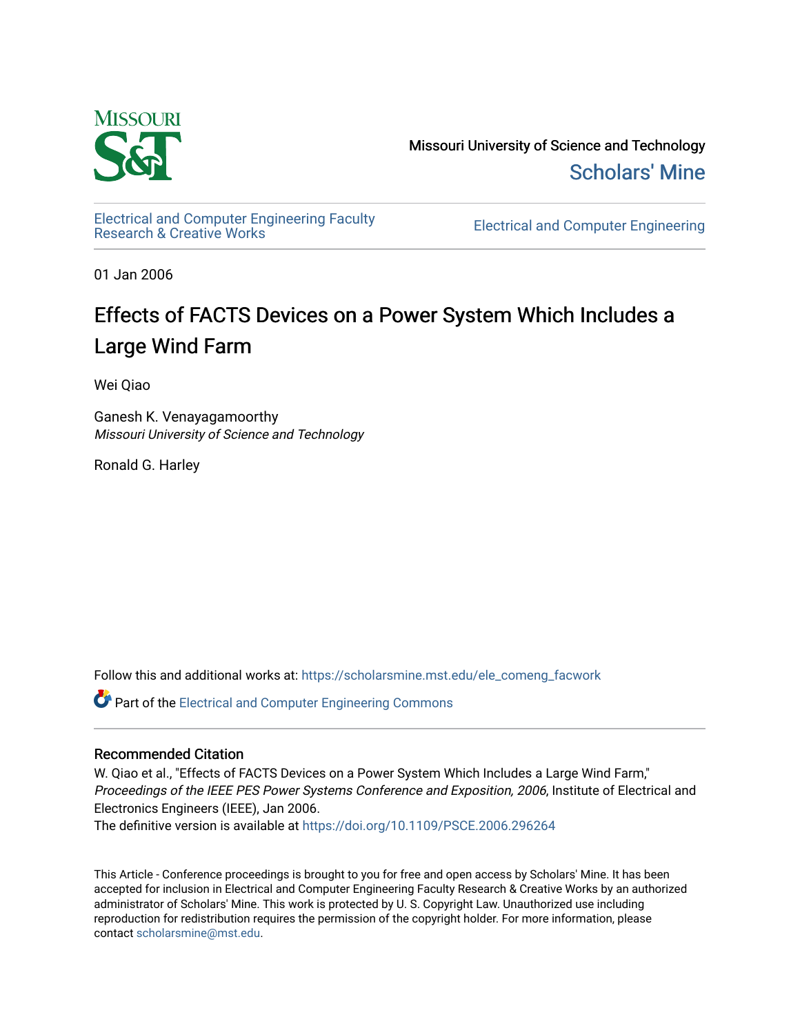Missouri University of Science and Technology

Scholars' Mine

Electrical and Computer Engineering Faculty Research & Creative Works

Electrical and Computer Engineering

01 Jan 2006

# Effects of FACTS Devices on a Power System Which Includes a Large Wind Farm

Wei Qiao

Ganesh K. Venayagamoorthy
*Missouri University of Science and Technology*

Ronald G. Harley

Follow this and additional works at: https://scholarsmine.mst.edu/ele_comeng_facwork

Part of the Electrical and Computer Engineering Commons

## Recommended Citation

W. Qiao et al., "Effects of FACTS Devices on a Power System Which Includes a Large Wind Farm," *Proceedings of the IEEE PES Power Systems Conference and Exposition, 2006*, Institute of Electrical and Electronics Engineers (IEEE), Jan 2006.
The definitive version is available at https://doi.org/10.1109/PSCE.2006.296264

This Article - Conference proceedings is brought to you for free and open access by Scholars' Mine. It has been accepted for inclusion in Electrical and Computer Engineering Faculty Research & Creative Works by an authorized administrator of Scholars' Mine. This work is protected by U. S. Copyright Law. Unauthorized use including reproduction for redistribution requires the permission of the copyright holder. For more information, please contact scholarsmine@mst.edu.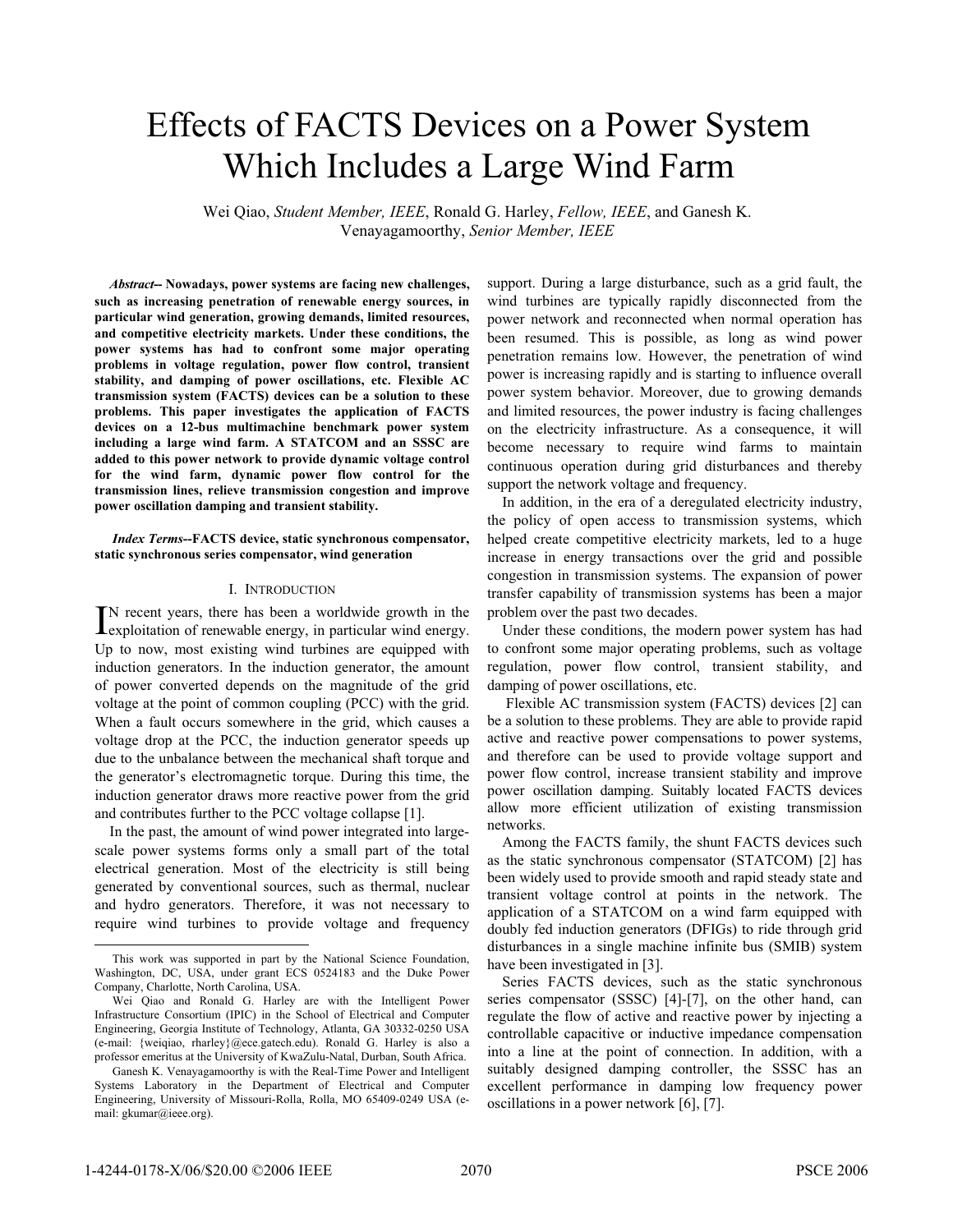# Effects of FACTS Devices on a Power System Which Includes a Large Wind Farm

Wei Qiao, *Student Member, IEEE*, Ronald G. Harley, *Fellow, IEEE*, and Ganesh K. Venayagamoorthy, *Senior Member, IEEE*

***Abstract*****-- Nowadays, power systems are facing new challenges, such as increasing penetration of renewable energy sources, in particular wind generation, growing demands, limited resources, and competitive electricity markets. Under these conditions, the power systems has had to confront some major operating problems in voltage regulation, power flow control, transient stability, and damping of power oscillations, etc. Flexible AC transmission system (FACTS) devices can be a solution to these problems. This paper investigates the application of FACTS devices on a 12-bus multimachine benchmark power system including a large wind farm. A STATCOM and an SSSC are added to this power network to provide dynamic voltage control for the wind farm, dynamic power flow control for the transmission lines, relieve transmission congestion and improve power oscillation damping and transient stability.**

***Index Terms*****--FACTS device, static synchronous compensator, static synchronous series compensator, wind generation**

## I. Introduction

In recent years, there has been a worldwide growth in the exploitation of renewable energy, in particular wind energy. Up to now, most existing wind turbines are equipped with induction generators. In the induction generator, the amount of power converted depends on the magnitude of the grid voltage at the point of common coupling (PCC) with the grid. When a fault occurs somewhere in the grid, which causes a voltage drop at the PCC, the induction generator speeds up due to the unbalance between the mechanical shaft torque and the generator's electromagnetic torque. During this time, the induction generator draws more reactive power from the grid and contributes further to the PCC voltage collapse [1].

In the past, the amount of wind power integrated into large-scale power systems forms only a small part of the total electrical generation. Most of the electricity is still being generated by conventional sources, such as thermal, nuclear and hydro generators. Therefore, it was not necessary to require wind turbines to provide voltage and frequency support. During a large disturbance, such as a grid fault, the wind turbines are typically rapidly disconnected from the power network and reconnected when normal operation has been resumed. This is possible, as long as wind power penetration remains low. However, the penetration of wind power is increasing rapidly and is starting to influence overall power system behavior. Moreover, due to growing demands and limited resources, the power industry is facing challenges on the electricity infrastructure. As a consequence, it will become necessary to require wind farms to maintain continuous operation during grid disturbances and thereby support the network voltage and frequency.

In addition, in the era of a deregulated electricity industry, the policy of open access to transmission systems, which helped create competitive electricity markets, led to a huge increase in energy transactions over the grid and possible congestion in transmission systems. The expansion of power transfer capability of transmission systems has been a major problem over the past two decades.

Under these conditions, the modern power system has had to confront some major operating problems, such as voltage regulation, power flow control, transient stability, and damping of power oscillations, etc.

Flexible AC transmission system (FACTS) devices [2] can be a solution to these problems. They are able to provide rapid active and reactive power compensations to power systems, and therefore can be used to provide voltage support and power flow control, increase transient stability and improve power oscillation damping. Suitably located FACTS devices allow more efficient utilization of existing transmission networks.

Among the FACTS family, the shunt FACTS devices such as the static synchronous compensator (STATCOM) [2] has been widely used to provide smooth and rapid steady state and transient voltage control at points in the network. The application of a STATCOM on a wind farm equipped with doubly fed induction generators (DFIGs) to ride through grid disturbances in a single machine infinite bus (SMIB) system have been investigated in [3].

Series FACTS devices, such as the static synchronous series compensator (SSSC) [4]-[7], on the other hand, can regulate the flow of active and reactive power by injecting a controllable capacitive or inductive impedance compensation into a line at the point of connection. In addition, with a suitably designed damping controller, the SSSC has an excellent performance in damping low frequency power oscillations in a power network [6], [7].

---

This work was supported in part by the National Science Foundation, Washington, DC, USA, under grant ECS 0524183 and the Duke Power Company, Charlotte, North Carolina, USA.

Wei Qiao and Ronald G. Harley are with the Intelligent Power Infrastructure Consortium (IPIC) in the School of Electrical and Computer Engineering, Georgia Institute of Technology, Atlanta, GA 30332-0250 USA (e-mail: {weiqiao, rharley}@ece.gatech.edu). Ronald G. Harley is also a professor emeritus at the University of KwaZulu-Natal, Durban, South Africa.

Ganesh K. Venayagamoorthy is with the Real-Time Power and Intelligent Systems Laboratory in the Department of Electrical and Computer Engineering, University of Missouri-Rolla, Rolla, MO 65409-0249 USA (e-mail: gkumar@ieee.org).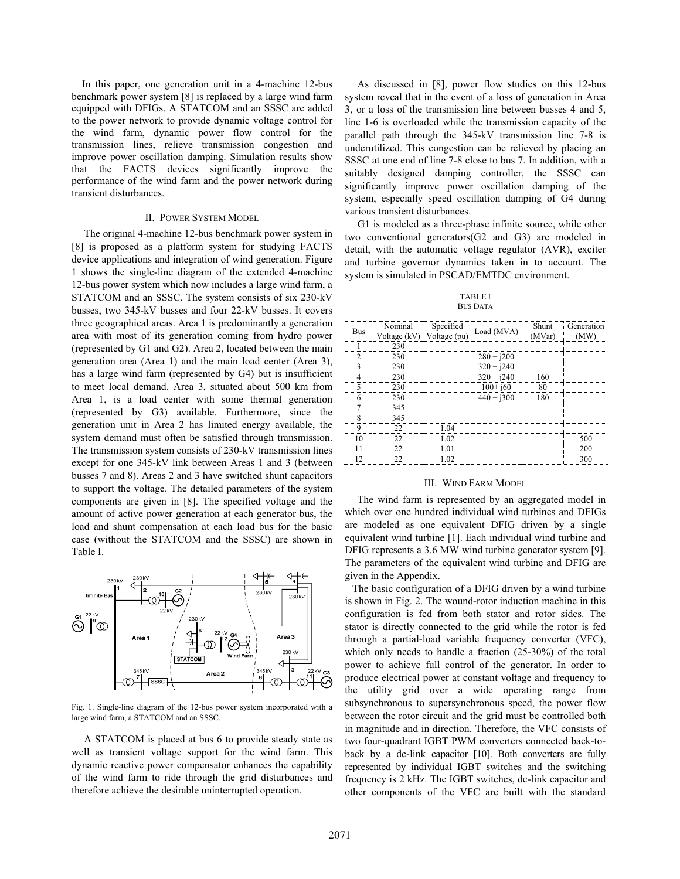In this paper, one generation unit in a 4-machine 12-bus benchmark power system [8] is replaced by a large wind farm equipped with DFIGs. A STATCOM and an SSSC are added to the power network to provide dynamic voltage control for the wind farm, dynamic power flow control for the transmission lines, relieve transmission congestion and improve power oscillation damping. Simulation results show that the FACTS devices significantly improve the performance of the wind farm and the power network during transient disturbances.

## II. Power System Model

The original 4-machine 12-bus benchmark power system in [8] is proposed as a platform system for studying FACTS device applications and integration of wind generation. Figure 1 shows the single-line diagram of the extended 4-machine 12-bus power system which now includes a large wind farm, a STATCOM and an SSSC. The system consists of six 230-kV busses, two 345-kV busses and four 22-kV busses. It covers three geographical areas. Area 1 is predominantly a generation area with most of its generation coming from hydro power (represented by G1 and G2). Area 2, located between the main generation area (Area 1) and the main load center (Area 3), has a large wind farm (represented by G4) but is insufficient to meet local demand. Area 3, situated about 500 km from Area 1, is a load center with some thermal generation (represented by G3) available. Furthermore, since the generation unit in Area 2 has limited energy available, the system demand must often be satisfied through transmission. The transmission system consists of 230-kV transmission lines except for one 345-kV link between Areas 1 and 3 (between busses 7 and 8). Areas 2 and 3 have switched shunt capacitors to support the voltage. The detailed parameters of the system components are given in [8]. The specified voltage and the amount of active power generation at each generator bus, the load and shunt compensation at each load bus for the basic case (without the STATCOM and the SSSC) are shown in Table I.

Fig. 1. Single-line diagram of the 12-bus power system incorporated with a large wind farm, a STATCOM and an SSSC.

A STATCOM is placed at bus 6 to provide steady state as well as transient voltage support for the wind farm. This dynamic reactive power compensator enhances the capability of the wind farm to ride through the grid disturbances and therefore achieve the desirable uninterrupted operation.

As discussed in [8], power flow studies on this 12-bus system reveal that in the event of a loss of generation in Area 3, or a loss of the transmission line between busses 4 and 5, line 1-6 is overloaded while the transmission capacity of the parallel path through the 345-kV transmission line 7-8 is underutilized. This congestion can be relieved by placing an SSSC at one end of line 7-8 close to bus 7. In addition, with a suitably designed damping controller, the SSSC can significantly improve power oscillation damping of the system, especially speed oscillation damping of G4 during various transient disturbances.

G1 is modeled as a three-phase infinite source, while other two conventional generators(G2 and G3) are modeled in detail, with the automatic voltage regulator (AVR), exciter and turbine governor dynamics taken in to account. The system is simulated in PSCAD/EMTDC environment.

TABLE I
BUS DATA

| Bus | Nominal Voltage (kV) | Specified Voltage (pu) | Load (MVA) | Shunt (MVAr) | Generation (MW) |
|---|---|---|---|---|---|
| 1 | 230 | | | | |
| 2 | 230 | | 280 + j200 | | |
| 3 | 230 | | 320 + j240 | | |
| 4 | 230 | | 320 + j240 | 160 | |
| 5 | 230 | | 100+ j60 | 80 | |
| 6 | 230 | | 440 + j300 | 180 | |
| 7 | 345 | | | | |
| 8 | 345 | | | | |
| 9 | 22 | 1.04 | | | |
| 10 | 22 | 1.02 | | | 500 |
| 11 | 22 | 1.01 | | | 200 |
| 12 | 22 | 1.02 | | | 300 |

## III. Wind Farm Model

The wind farm is represented by an aggregated model in which over one hundred individual wind turbines and DFIGs are modeled as one equivalent DFIG driven by a single equivalent wind turbine [1]. Each individual wind turbine and DFIG represents a 3.6 MW wind turbine generator system [9]. The parameters of the equivalent wind turbine and DFIG are given in the Appendix.

The basic configuration of a DFIG driven by a wind turbine is shown in Fig. 2. The wound-rotor induction machine in this configuration is fed from both stator and rotor sides. The stator is directly connected to the grid while the rotor is fed through a partial-load variable frequency converter (VFC), which only needs to handle a fraction (25-30%) of the total power to achieve full control of the generator. In order to produce electrical power at constant voltage and frequency to the utility grid over a wide operating range from subsynchronous to supersynchronous speed, the power flow between the rotor circuit and the grid must be controlled both in magnitude and in direction. Therefore, the VFC consists of two four-quadrant IGBT PWM converters connected back-to-back by a dc-link capacitor [10]. Both converters are fully represented by individual IGBT switches and the switching frequency is 2 kHz. The IGBT switches, dc-link capacitor and other components of the VFC are built with the standard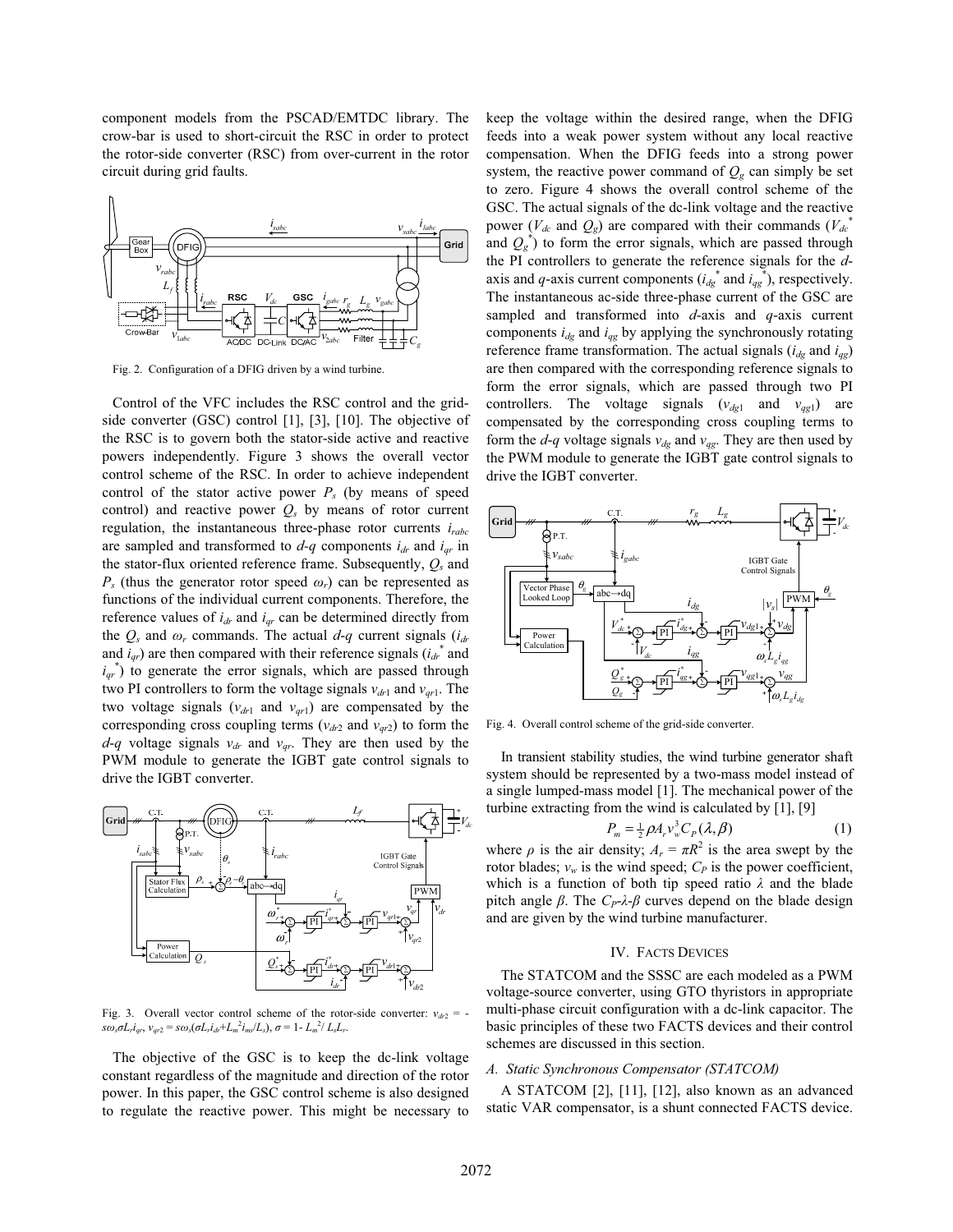component models from the PSCAD/EMTDC library. The crow-bar is used to short-circuit the RSC in order to protect the rotor-side converter (RSC) from over-current in the rotor circuit during grid faults.

Fig. 2. Configuration of a DFIG driven by a wind turbine.

Control of the VFC includes the RSC control and the grid-side converter (GSC) control [1], [3], [10]. The objective of the RSC is to govern both the stator-side active and reactive powers independently. Figure 3 shows the overall vector control scheme of the RSC. In order to achieve independent control of the stator active power $P_s$ (by means of speed control) and reactive power $Q_s$ by means of rotor current regulation, the instantaneous three-phase rotor currents $i_{rabc}$ are sampled and transformed to *d-q* components $i_{dr}$ and $i_{qr}$ in the stator-flux oriented reference frame. Subsequently, $Q_s$ and $P_s$ (thus the generator rotor speed $\omega_r$) can be represented as functions of the individual current components. Therefore, the reference values of $i_{dr}$ and $i_{qr}$ can be determined directly from the $Q_s$ and $\omega_r$ commands. The actual *d-q* current signals ($i_{dr}$ and $i_{qr}$) are then compared with their reference signals ($i_{dr}^*$ and $i_{qr}^*$) to generate the error signals, which are passed through two PI controllers to form the voltage signals $v_{dr1}$ and $v_{qr1}$. The two voltage signals ($v_{dr1}$ and $v_{qr1}$) are compensated by the corresponding cross coupling terms ($v_{dr2}$ and $v_{qr2}$) to form the *d-q* voltage signals $v_{dr}$ and $v_{qr}$. They are then used by the PWM module to generate the IGBT gate control signals to drive the IGBT converter.

Fig. 3. Overall vector control scheme of the rotor-side converter: $v_{dr2} = -s\omega_s\sigma L_r i_{qr}$, $v_{qr2} = s\omega_s(\sigma L_r i_{dr} + L_m^2 i_{ms}/L_s)$, $\sigma = 1 - L_m^2/L_s L_r$.

The objective of the GSC is to keep the dc-link voltage constant regardless of the magnitude and direction of the rotor power. In this paper, the GSC control scheme is also designed to regulate the reactive power. This might be necessary to keep the voltage within the desired range, when the DFIG feeds into a weak power system without any local reactive compensation. When the DFIG feeds into a strong power system, the reactive power command of $Q_g$ can simply be set to zero. Figure 4 shows the overall control scheme of the GSC. The actual signals of the dc-link voltage and the reactive power ($V_{dc}$ and $Q_g$) are compared with their commands ($V_{dc}^*$ and $Q_g^*$) to form the error signals, which are passed through the PI controllers to generate the reference signals for the *d*-axis and *q*-axis current components ($i_{dg}^*$ and $i_{qg}^*$), respectively. The instantaneous ac-side three-phase current of the GSC are sampled and transformed into *d*-axis and *q*-axis current components $i_{dg}$ and $i_{qg}$ by applying the synchronously rotating reference frame transformation. The actual signals ($i_{dg}$ and $i_{qg}$) are then compared with the corresponding reference signals to form the error signals, which are passed through two PI controllers. The voltage signals ($v_{dg1}$ and $v_{qg1}$) are compensated by the corresponding cross coupling terms to form the *d-q* voltage signals $v_{dg}$ and $v_{qg}$. They are then used by the PWM module to generate the IGBT gate control signals to drive the IGBT converter.

Fig. 4. Overall control scheme of the grid-side converter.

In transient stability studies, the wind turbine generator shaft system should be represented by a two-mass model instead of a single lumped-mass model [1]. The mechanical power of the turbine extracting from the wind is calculated by [1], [9]

$$P_m = \tfrac{1}{2}\rho A_r v_w^3 C_P(\lambda, \beta) \tag{1}$$

where $\rho$ is the air density; $A_r = \pi R^2$ is the area swept by the rotor blades; $v_w$ is the wind speed; $C_P$ is the power coefficient, which is a function of both tip speed ratio $\lambda$ and the blade pitch angle $\beta$. The $C_P$-$\lambda$-$\beta$ curves depend on the blade design and are given by the wind turbine manufacturer.

## IV. FACTS Devices

The STATCOM and the SSSC are each modeled as a PWM voltage-source converter, using GTO thyristors in appropriate multi-phase circuit configuration with a dc-link capacitor. The basic principles of these two FACTS devices and their control schemes are discussed in this section.

### A. Static Synchronous Compensator (STATCOM)

A STATCOM [2], [11], [12], also known as an advanced static VAR compensator, is a shunt connected FACTS device.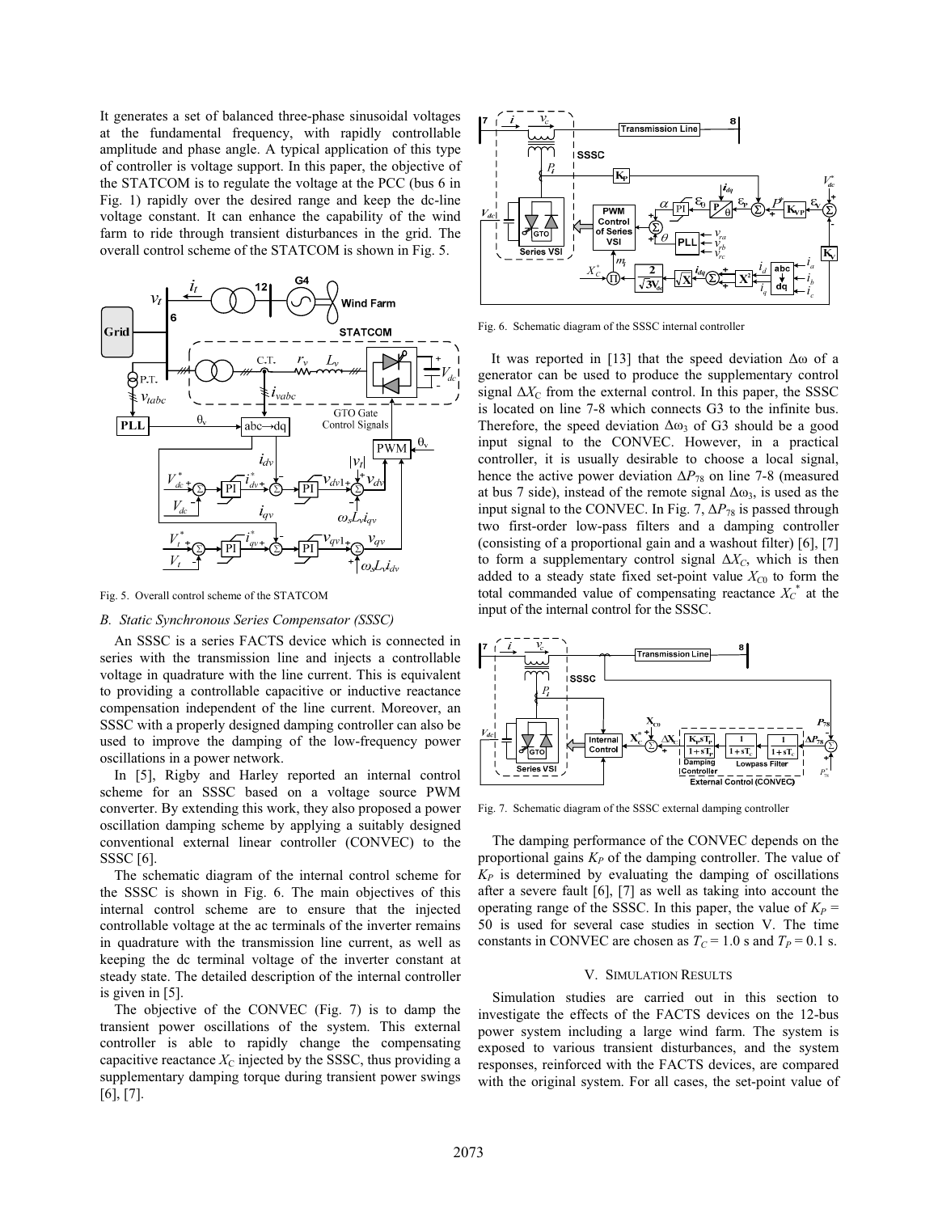It generates a set of balanced three-phase sinusoidal voltages at the fundamental frequency, with rapidly controllable amplitude and phase angle. A typical application of this type of controller is voltage support. In this paper, the objective of the STATCOM is to regulate the voltage at the PCC (bus 6 in Fig. 1) rapidly over the desired range and keep the dc-line voltage constant. It can enhance the capability of the wind farm to ride through transient disturbances in the grid. The overall control scheme of the STATCOM is shown in Fig. 5.

Fig. 5. Overall control scheme of the STATCOM

### B. Static Synchronous Series Compensator (SSSC)

An SSSC is a series FACTS device which is connected in series with the transmission line and injects a controllable voltage in quadrature with the line current. This is equivalent to providing a controllable capacitive or inductive reactance compensation independent of the line current. Moreover, an SSSC with a properly designed damping controller can also be used to improve the damping of the low-frequency power oscillations in a power network.

In [5], Rigby and Harley reported an internal control scheme for an SSSC based on a voltage source PWM converter. By extending this work, they also proposed a power oscillation damping scheme by applying a suitably designed conventional external linear controller (CONVEC) to the SSSC [6].

The schematic diagram of the internal control scheme for the SSSC is shown in Fig. 6. The main objectives of this internal control scheme are to ensure that the injected controllable voltage at the ac terminals of the inverter remains in quadrature with the transmission line current, as well as keeping the dc terminal voltage of the inverter constant at steady state. The detailed description of the internal controller is given in [5].

The objective of the CONVEC (Fig. 7) is to damp the transient power oscillations of the system. This external controller is able to rapidly change the compensating capacitive reactance $X_C$ injected by the SSSC, thus providing a supplementary damping torque during transient power swings [6], [7].

Fig. 6. Schematic diagram of the SSSC internal controller

It was reported in [13] that the speed deviation $\Delta\omega$ of a generator can be used to produce the supplementary control signal $\Delta X_C$ from the external control. In this paper, the SSSC is located on line 7-8 which connects G3 to the infinite bus. Therefore, the speed deviation $\Delta\omega_3$ of G3 should be a good input signal to the CONVEC. However, in a practical controller, it is usually desirable to choose a local signal, hence the active power deviation $\Delta P_{78}$ on line 7-8 (measured at bus 7 side), instead of the remote signal $\Delta\omega_3$, is used as the input signal to the CONVEC. In Fig. 7, $\Delta P_{78}$ is passed through two first-order low-pass filters and a damping controller (consisting of a proportional gain and a washout filter) [6], [7] to form a supplementary control signal $\Delta X_C$, which is then added to a steady state fixed set-point value $X_{C0}$ to form the total commanded value of compensating reactance $X_C^*$ at the input of the internal control for the SSSC.

Fig. 7. Schematic diagram of the SSSC external damping controller

The damping performance of the CONVEC depends on the proportional gains $K_P$ of the damping controller. The value of $K_P$ is determined by evaluating the damping of oscillations after a severe fault [6], [7] as well as taking into account the operating range of the SSSC. In this paper, the value of $K_P$ = 50 is used for several case studies in section V. The time constants in CONVEC are chosen as $T_C$ = 1.0 s and $T_P$ = 0.1 s.

## V. Simulation Results

Simulation studies are carried out in this section to investigate the effects of the FACTS devices on the 12-bus power system including a large wind farm. The system is exposed to various transient disturbances, and the system responses, reinforced with the FACTS devices, are compared with the original system. For all cases, the set-point value of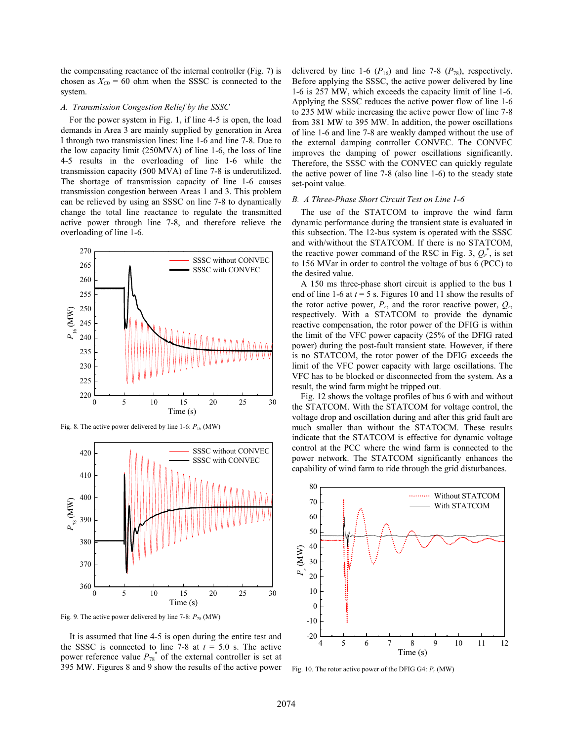the compensating reactance of the internal controller (Fig. 7) is chosen as $X_{C0}$ = 60 ohm when the SSSC is connected to the system.

### *A. Transmission Congestion Relief by the SSSC*

For the power system in Fig. 1, if line 4-5 is open, the load demands in Area 3 are mainly supplied by generation in Area I through two transmission lines: line 1-6 and line 7-8. Due to the low capacity limit (250MVA) of line 1-6, the loss of line 4-5 results in the overloading of line 1-6 while the transmission capacity (500 MVA) of line 7-8 is underutilized. The shortage of transmission capacity of line 1-6 causes transmission congestion between Areas 1 and 3. This problem can be relieved by using an SSSC on line 7-8 to dynamically change the total line reactance to regulate the transmitted active power through line 7-8, and therefore relieve the overloading of line 1-6.

Fig. 8. The active power delivered by line 1-6: $P_{16}$ (MW)

Fig. 9. The active power delivered by line 7-8: $P_{78}$ (MW)

It is assumed that line 4-5 is open during the entire test and the SSSC is connected to line 7-8 at $t$ = 5.0 s. The active power reference value $P_{78}^*$ of the external controller is set at 395 MW. Figures 8 and 9 show the results of the active power delivered by line 1-6 ($P_{16}$) and line 7-8 ($P_{78}$), respectively. Before applying the SSSC, the active power delivered by line 1-6 is 257 MW, which exceeds the capacity limit of line 1-6. Applying the SSSC reduces the active power flow of line 1-6 to 235 MW while increasing the active power flow of line 7-8 from 381 MW to 395 MW. In addition, the power oscillations of line 1-6 and line 7-8 are weakly damped without the use of the external damping controller CONVEC. The CONVEC improves the damping of power oscillations significantly. Therefore, the SSSC with the CONVEC can quickly regulate the active power of line 7-8 (also line 1-6) to the steady state set-point value.

### *B. A Three-Phase Short Circuit Test on Line 1-6*

The use of the STATCOM to improve the wind farm dynamic performance during the transient state is evaluated in this subsection. The 12-bus system is operated with the SSSC and with/without the STATCOM. If there is no STATCOM, the reactive power command of the RSC in Fig. 3, $Q_r^*$, is set to 156 MVar in order to control the voltage of bus 6 (PCC) to the desired value.

A 150 ms three-phase short circuit is applied to the bus 1 end of line 1-6 at $t$ = 5 s. Figures 10 and 11 show the results of the rotor active power, $P_r$, and the rotor reactive power, $Q_r$, respectively. With a STATCOM to provide the dynamic reactive compensation, the rotor power of the DFIG is within the limit of the VFC power capacity (25% of the DFIG rated power) during the post-fault transient state. However, if there is no STATCOM, the rotor power of the DFIG exceeds the limit of the VFC power capacity with large oscillations. The VFC has to be blocked or disconnected from the system. As a result, the wind farm might be tripped out.

Fig. 12 shows the voltage profiles of bus 6 with and without the STATCOM. With the STATCOM for voltage control, the voltage drop and oscillation during and after this grid fault are much smaller than without the STATOCM. These results indicate that the STATCOM is effective for dynamic voltage control at the PCC where the wind farm is connected to the power network. The STATCOM significantly enhances the capability of wind farm to ride through the grid disturbances.

Fig. 10. The rotor active power of the DFIG G4: $P_r$ (MW)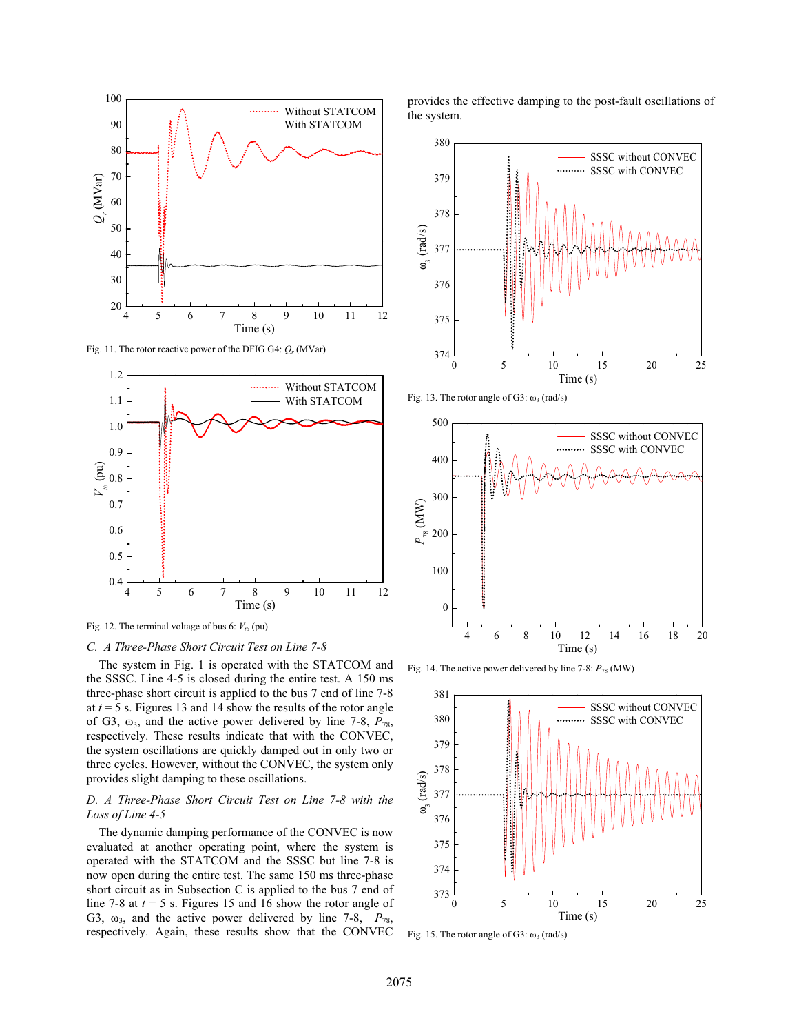Fig. 11. The rotor reactive power of the DFIG G4: $Q_r$ (MVar)

Fig. 12. The terminal voltage of bus 6: $V_{t6}$ (pu)

### *C. A Three-Phase Short Circuit Test on Line 7-8*

The system in Fig. 1 is operated with the STATCOM and the SSSC. Line 4-5 is closed during the entire test. A 150 ms three-phase short circuit is applied to the bus 7 end of line 7-8 at $t = 5$ s. Figures 13 and 14 show the results of the rotor angle of G3, $\omega_3$, and the active power delivered by line 7-8, $P_{78}$, respectively. These results indicate that with the CONVEC, the system oscillations are quickly damped out in only two or three cycles. However, without the CONVEC, the system only provides slight damping to these oscillations.

### *D. A Three-Phase Short Circuit Test on Line 7-8 with the Loss of Line 4-5*

The dynamic damping performance of the CONVEC is now evaluated at another operating point, where the system is operated with the STATCOM and the SSSC but line 7-8 is now open during the entire test. The same 150 ms three-phase short circuit as in Subsection C is applied to the bus 7 end of line 7-8 at $t = 5$ s. Figures 15 and 16 show the rotor angle of G3, $\omega_3$, and the active power delivered by line 7-8, $P_{78}$, respectively. Again, these results show that the CONVEC provides the effective damping to the post-fault oscillations of the system.

Fig. 13. The rotor angle of G3: $\omega_3$ (rad/s)

Fig. 14. The active power delivered by line 7-8: $P_{78}$ (MW)

Fig. 15. The rotor angle of G3: $\omega_3$ (rad/s)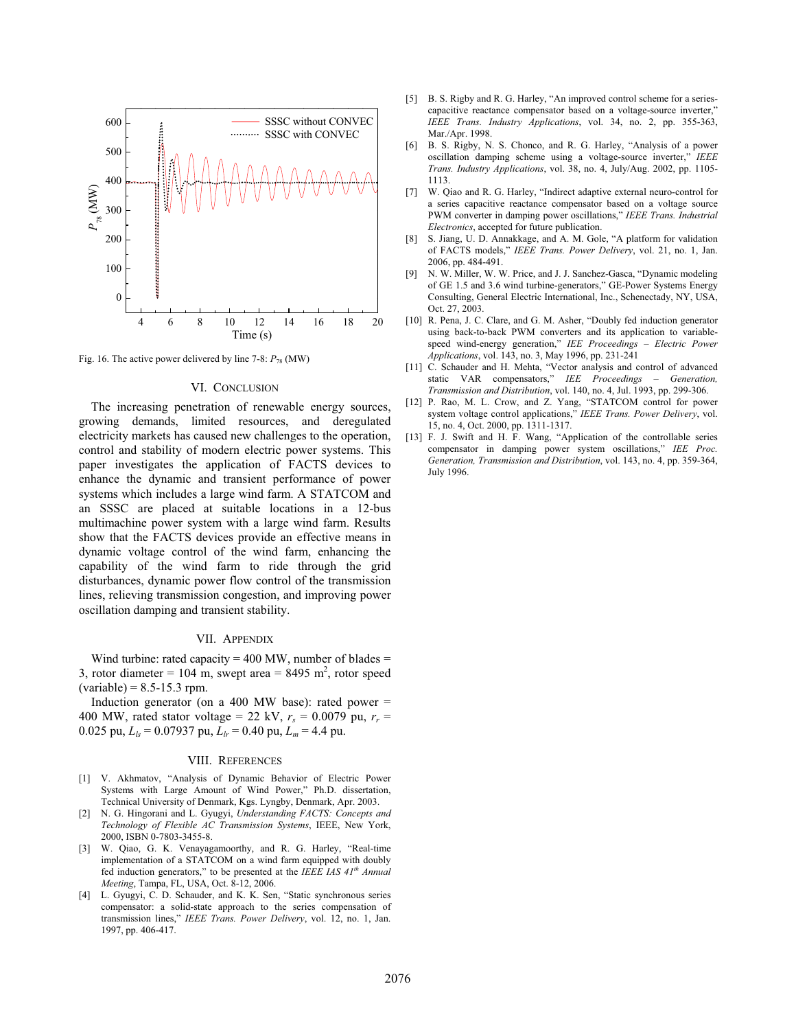600
500
400
300
200
100
0

SSSC without CONVEC
SSSC with CONVEC

$P_{78}$ (MW)

4 6 8 10 12 14 16 18 20

Time (s)

Fig. 16. The active power delivered by line 7-8: $P_{78}$ (MW)

## VI. Conclusion

The increasing penetration of renewable energy sources, growing demands, limited resources, and deregulated electricity markets has caused new challenges to the operation, control and stability of modern electric power systems. This paper investigates the application of FACTS devices to enhance the dynamic and transient performance of power systems which includes a large wind farm. A STATCOM and an SSSC are placed at suitable locations in a 12-bus multimachine power system with a large wind farm. Results show that the FACTS devices provide an effective means in dynamic voltage control of the wind farm, enhancing the capability of the wind farm to ride through the grid disturbances, dynamic power flow control of the transmission lines, relieving transmission congestion, and improving power oscillation damping and transient stability.

## VII. Appendix

Wind turbine: rated capacity = 400 MW, number of blades = 3, rotor diameter = 104 m, swept area = 8495 m$^2$, rotor speed (variable) = 8.5-15.3 rpm.

Induction generator (on a 400 MW base): rated power = 400 MW, rated stator voltage = 22 kV, $r_s$ = 0.0079 pu, $r_r$ = 0.025 pu, $L_{ls}$ = 0.07937 pu, $L_{lr}$ = 0.40 pu, $L_m$ = 4.4 pu.

## VIII. References

[1] V. Akhmatov, "Analysis of Dynamic Behavior of Electric Power Systems with Large Amount of Wind Power," Ph.D. dissertation, Technical University of Denmark, Kgs. Lyngby, Denmark, Apr. 2003.

[2] N. G. Hingorani and L. Gyugyi, *Understanding FACTS: Concepts and Technology of Flexible AC Transmission Systems*, IEEE, New York, 2000, ISBN 0-7803-3455-8.

[3] W. Qiao, G. K. Venayagamoorthy, and R. G. Harley, "Real-time implementation of a STATCOM on a wind farm equipped with doubly fed induction generators," to be presented at the *IEEE IAS 41th Annual Meeting*, Tampa, FL, USA, Oct. 8-12, 2006.

[4] L. Gyugyi, C. D. Schauder, and K. K. Sen, "Static synchronous series compensator: a solid-state approach to the series compensation of transmission lines," *IEEE Trans. Power Delivery*, vol. 12, no. 1, Jan. 1997, pp. 406-417.

[5] B. S. Rigby and R. G. Harley, "An improved control scheme for a series-capacitive reactance compensator based on a voltage-source inverter," *IEEE Trans. Industry Applications*, vol. 34, no. 2, pp. 355-363, Mar./Apr. 1998.

[6] B. S. Rigby, N. S. Chonco, and R. G. Harley, "Analysis of a power oscillation damping scheme using a voltage-source inverter," *IEEE Trans. Industry Applications*, vol. 38, no. 4, July/Aug. 2002, pp. 1105-1113.

[7] W. Qiao and R. G. Harley, "Indirect adaptive external neuro-control for a series capacitive reactance compensator based on a voltage source PWM converter in damping power oscillations," *IEEE Trans. Industrial Electronics*, accepted for future publication.

[8] S. Jiang, U. D. Annakkage, and A. M. Gole, "A platform for validation of FACTS models," *IEEE Trans. Power Delivery*, vol. 21, no. 1, Jan. 2006, pp. 484-491.

[9] N. W. Miller, W. W. Price, and J. J. Sanchez-Gasca, "Dynamic modeling of GE 1.5 and 3.6 wind turbine-generators," GE-Power Systems Energy Consulting, General Electric International, Inc., Schenectady, NY, USA, Oct. 27, 2003.

[10] R. Pena, J. C. Clare, and G. M. Asher, "Doubly fed induction generator using back-to-back PWM converters and its application to variable-speed wind-energy generation," *IEE Proceedings – Electric Power Applications*, vol. 143, no. 3, May 1996, pp. 231-241

[11] C. Schauder and H. Mehta, "Vector analysis and control of advanced static VAR compensators," *IEE Proceedings – Generation, Transmission and Distribution*, vol. 140, no. 4, Jul. 1993, pp. 299-306.

[12] P. Rao, M. L. Crow, and Z. Yang, "STATCOM control for power system voltage control applications," *IEEE Trans. Power Delivery*, vol. 15, no. 4, Oct. 2000, pp. 1311-1317.

[13] F. J. Swift and H. F. Wang, "Application of the controllable series compensator in damping power system oscillations," *IEE Proc. Generation, Transmission and Distribution*, vol. 143, no. 4, pp. 359-364, July 1996.